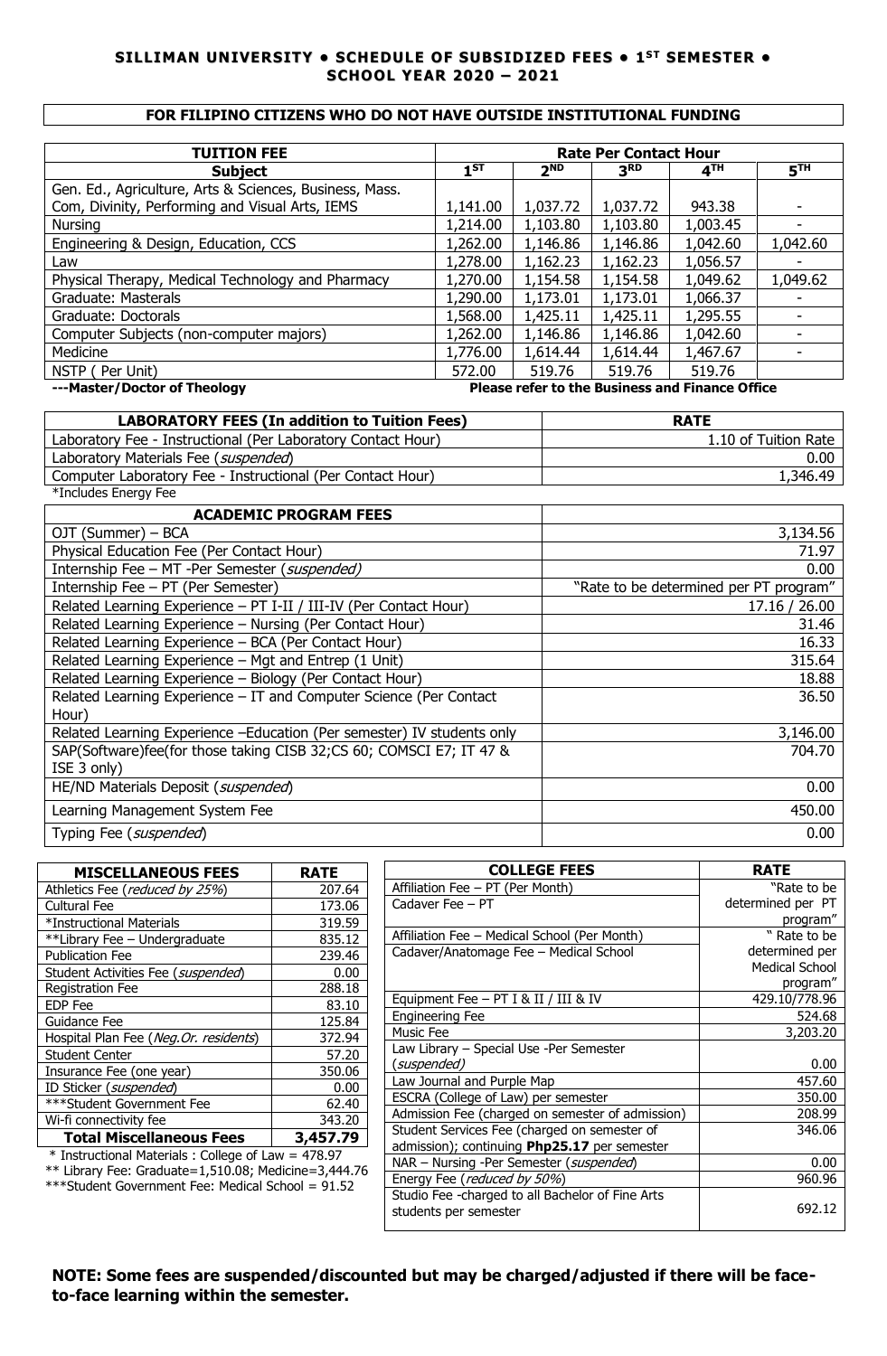# SILLIMAN UNIVERSITY • SCHEDULE OF SUBSIDIZED FEES • 1ST SEMESTER • SCHOOL YEAR 2020 – 2021

## FOR FILIPINO CITIZENS WHO DO NOT HAVE OUTSIDE INSTITUTIONAL FUNDING

| TUITION FEE | Rate Per Contact Hour | | | | |
|---|---|---|---|---|---|
| **Subject** | **1ST** | **2ND** | **3RD** | **4TH** | **5TH** |
| Gen. Ed., Agriculture, Arts & Sciences, Business, Mass. Com, Divinity, Performing and Visual Arts, IEMS | 1,141.00 | 1,037.72 | 1,037.72 | 943.38 | - |
| Nursing | 1,214.00 | 1,103.80 | 1,103.80 | 1,003.45 | - |
| Engineering & Design, Education, CCS | 1,262.00 | 1,146.86 | 1,146.86 | 1,042.60 | 1,042.60 |
| Law | 1,278.00 | 1,162.23 | 1,162.23 | 1,056.57 | - |
| Physical Therapy, Medical Technology and Pharmacy | 1,270.00 | 1,154.58 | 1,154.58 | 1,049.62 | 1,049.62 |
| Graduate: Masterals | 1,290.00 | 1,173.01 | 1,173.01 | 1,066.37 | - |
| Graduate: Doctorals | 1,568.00 | 1,425.11 | 1,425.11 | 1,295.55 | - |
| Computer Subjects (non-computer majors) | 1,262.00 | 1,146.86 | 1,146.86 | 1,042.60 | - |
| Medicine | 1,776.00 | 1,614.44 | 1,614.44 | 1,467.67 | - |
| NSTP ( Per Unit) | 572.00 | 519.76 | 519.76 | 519.76 | |

**---Master/Doctor of Theology** — **Please refer to the Business and Finance Office**

| LABORATORY FEES (In addition to Tuition Fees) | RATE |
|---|---|
| Laboratory Fee - Instructional (Per Laboratory Contact Hour) | 1.10 of Tuition Rate |
| Laboratory Materials Fee (*suspended*) | 0.00 |
| Computer Laboratory Fee - Instructional (Per Contact Hour) | 1,346.49 |

*Includes Energy Fee

| ACADEMIC PROGRAM FEES | |
|---|---|
| OJT (Summer) – BCA | 3,134.56 |
| Physical Education Fee (Per Contact Hour) | 71.97 |
| Internship Fee – MT -Per Semester (*suspended)* | 0.00 |
| Internship Fee – PT (Per Semester) | "Rate to be determined per PT program" |
| Related Learning Experience – PT I-II / III-IV (Per Contact Hour) | 17.16 / 26.00 |
| Related Learning Experience – Nursing (Per Contact Hour) | 31.46 |
| Related Learning Experience – BCA (Per Contact Hour) | 16.33 |
| Related Learning Experience – Mgt and Entrep (1 Unit) | 315.64 |
| Related Learning Experience – Biology (Per Contact Hour) | 18.88 |
| Related Learning Experience – IT and Computer Science (Per Contact Hour) | 36.50 |
| Related Learning Experience –Education (Per semester) IV students only | 3,146.00 |
| SAP(Software)fee(for those taking CISB 32;CS 60; COMSCI E7; IT 47 & ISE 3 only) | 704.70 |
| HE/ND Materials Deposit (*suspended*) | 0.00 |
| Learning Management System Fee | 450.00 |
| Typing Fee (*suspended*) | 0.00 |

| MISCELLANEOUS FEES | RATE |
|---|---|
| Athletics Fee (*reduced by 25%*) | 207.64 |
| Cultural Fee | 173.06 |
| *Instructional Materials | 319.59 |
| **Library Fee – Undergraduate | 835.12 |
| Publication Fee | 239.46 |
| Student Activities Fee (*suspended*) | 0.00 |
| Registration Fee | 288.18 |
| EDP Fee | 83.10 |
| Guidance Fee | 125.84 |
| Hospital Plan Fee (*Neg.Or. residents*) | 372.94 |
| Student Center | 57.20 |
| Insurance Fee (one year) | 350.06 |
| ID Sticker (*suspended*) | 0.00 |
| ***Student Government Fee | 62.40 |
| Wi-fi connectivity fee | 343.20 |
| **Total Miscellaneous Fees** | **3,457.79** |

\* Instructional Materials : College of Law = 478.97
** Library Fee: Graduate=1,510.08; Medicine=3,444.76
*** Student Government Fee: Medical School = 91.52

| COLLEGE FEES | RATE |
|---|---|
| Affiliation Fee – PT (Per Month) | "Rate to be determined per PT program" |
| Cadaver Fee – PT | |
| Affiliation Fee – Medical School (Per Month) | " Rate to be determined per Medical School program" |
| Cadaver/Anatomage Fee – Medical School | |
| Equipment Fee – PT I & II / III & IV | 429.10/778.96 |
| Engineering Fee | 524.68 |
| Music Fee | 3,203.20 |
| Law Library – Special Use -Per Semester (*suspended*) | 0.00 |
| Law Journal and Purple Map | 457.60 |
| ESCRA (College of Law) per semester | 350.00 |
| Admission Fee (charged on semester of admission) | 208.99 |
| Student Services Fee (charged on semester of admission); continuing **Php25.17** per semester | 346.06 |
| NAR – Nursing -Per Semester (*suspended*) | 0.00 |
| Energy Fee (*reduced by 50%*) | 960.96 |
| Studio Fee -charged to all Bachelor of Fine Arts students per semester | 692.12 |

**NOTE: Some fees are suspended/discounted but may be charged/adjusted if there will be face-to-face learning within the semester.**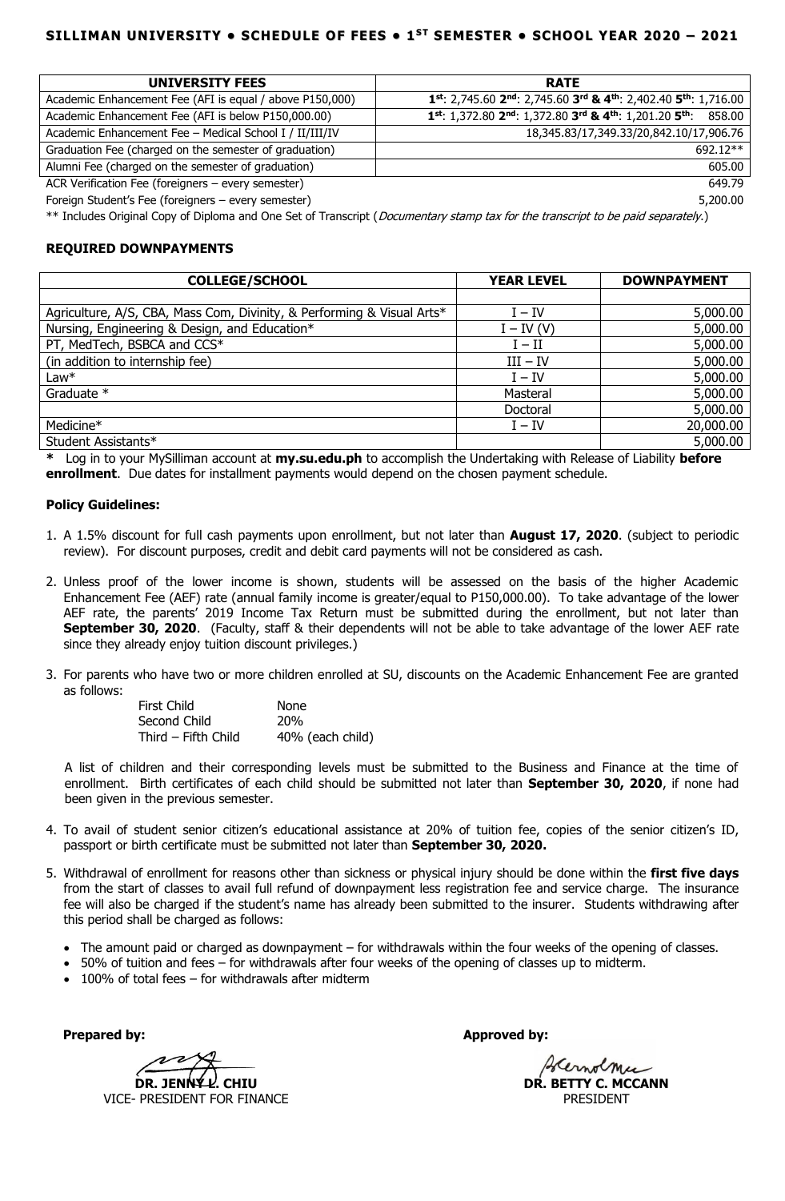## SILLIMAN UNIVERSITY • SCHEDULE OF FEES • 1ST SEMESTER • SCHOOL YEAR 2020 – 2021

| UNIVERSITY FEES | RATE |
|---|---|
| Academic Enhancement Fee (AFI is equal / above P150,000) | **1st**: 2,745.60 **2nd**: 2,745.60 **3rd & 4th**: 2,402.40 **5th**: 1,716.00 |
| Academic Enhancement Fee (AFI is below P150,000.00) | **1st**: 1,372.80 **2nd**: 1,372.80 **3rd & 4th**: 1,201.20 **5th**: 858.00 |
| Academic Enhancement Fee – Medical School I / II/III/IV | 18,345.83/17,349.33/20,842.10/17,906.76 |
| Graduation Fee (charged on the semester of graduation) | 692.12** |
| Alumni Fee (charged on the semester of graduation) | 605.00 |
| ACR Verification Fee (foreigners – every semester) | 649.79 |
| Foreign Student's Fee (foreigners – every semester) | 5,200.00 |

** Includes Original Copy of Diploma and One Set of Transcript (*Documentary stamp tax for the transcript to be paid separately.*)

### REQUIRED DOWNPAYMENTS

| COLLEGE/SCHOOL | YEAR LEVEL | DOWNPAYMENT |
|---|---|---|
| | | |
| Agriculture, A/S, CBA, Mass Com, Divinity, & Performing & Visual Arts* | I – IV | 5,000.00 |
| Nursing, Engineering & Design, and Education* | I – IV (V) | 5,000.00 |
| PT, MedTech, BSBCA and CCS* | I – II | 5,000.00 |
| (in addition to internship fee) | III – IV | 5,000.00 |
| Law* | I – IV | 5,000.00 |
| Graduate * | Masteral | 5,000.00 |
| | Doctoral | 5,000.00 |
| Medicine* | I – IV | 20,000.00 |
| Student Assistants* | | 5,000.00 |

**\*** Log in to your MySilliman account at **my.su.edu.ph** to accomplish the Undertaking with Release of Liability **before enrollment**. Due dates for installment payments would depend on the chosen payment schedule.

### Policy Guidelines:

1. A 1.5% discount for full cash payments upon enrollment, but not later than **August 17, 2020**. (subject to periodic review). For discount purposes, credit and debit card payments will not be considered as cash.

2. Unless proof of the lower income is shown, students will be assessed on the basis of the higher Academic Enhancement Fee (AEF) rate (annual family income is greater/equal to P150,000.00). To take advantage of the lower AEF rate, the parents' 2019 Income Tax Return must be submitted during the enrollment, but not later than **September 30, 2020**. (Faculty, staff & their dependents will not be able to take advantage of the lower AEF rate since they already enjoy tuition discount privileges.)

3. For parents who have two or more children enrolled at SU, discounts on the Academic Enhancement Fee are granted as follows:

| | |
|---|---|
| First Child | None |
| Second Child | 20% |
| Third – Fifth Child | 40% (each child) |

A list of children and their corresponding levels must be submitted to the Business and Finance at the time of enrollment. Birth certificates of each child should be submitted not later than **September 30, 2020**, if none had been given in the previous semester.

4. To avail of student senior citizen's educational assistance at 20% of tuition fee, copies of the senior citizen's ID, passport or birth certificate must be submitted not later than **September 30, 2020.**

5. Withdrawal of enrollment for reasons other than sickness or physical injury should be done within the **first five days** from the start of classes to avail full refund of downpayment less registration fee and service charge. The insurance fee will also be charged if the student's name has already been submitted to the insurer. Students withdrawing after this period shall be charged as follows:

   - The amount paid or charged as downpayment – for withdrawals within the four weeks of the opening of classes.
   - 50% of tuition and fees – for withdrawals after four weeks of the opening of classes up to midterm.
   - 100% of total fees – for withdrawals after midterm

**Prepared by:**

**DR. JENNY L. CHIU**
VICE- PRESIDENT FOR FINANCE

**Approved by:**

**DR. BETTY C. MCCANN**
PRESIDENT